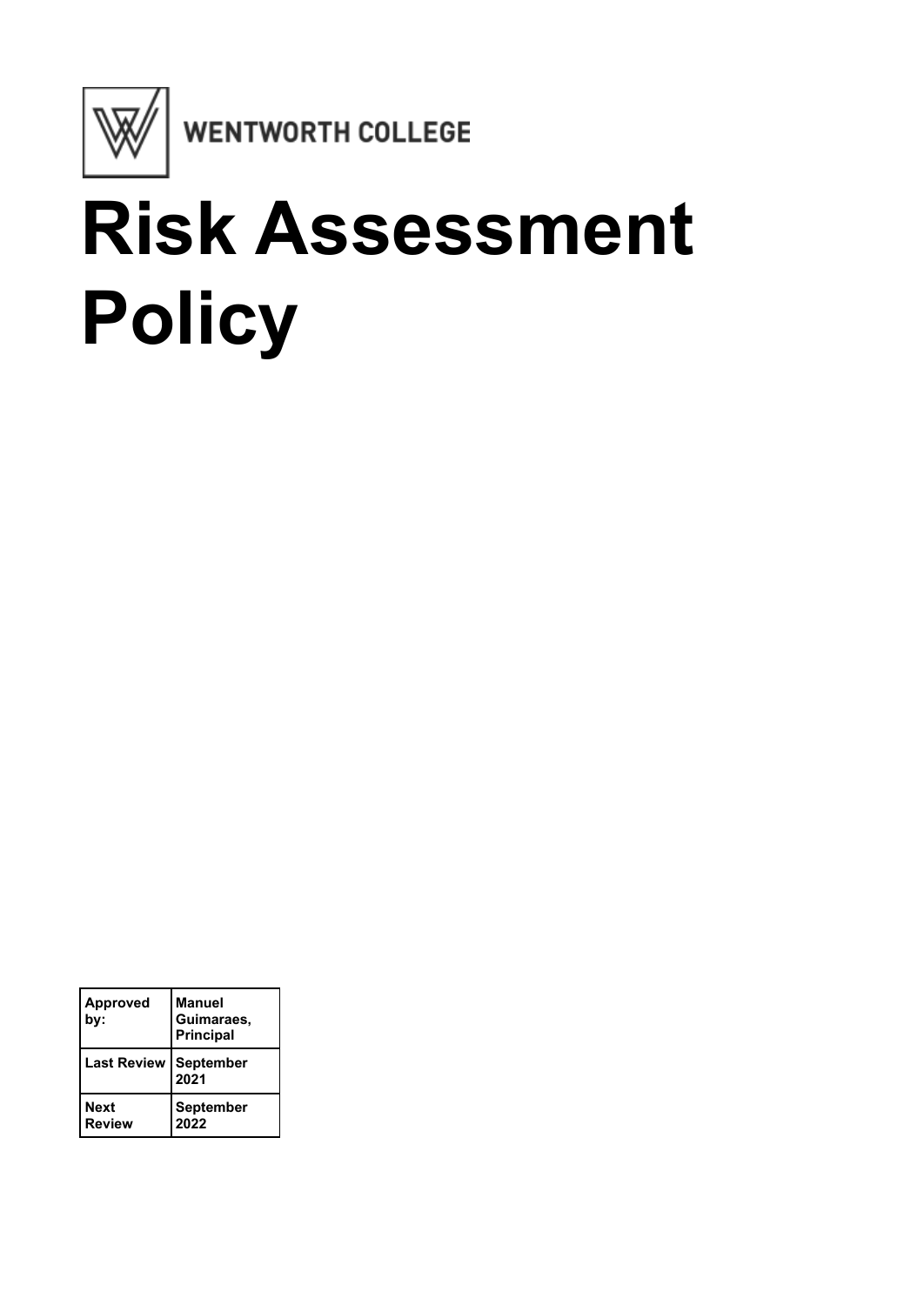WENTWORTH COLLEGE

# Risk Assessment Policy

| Approved by: | Manuel Guimaraes, Principal |
| --- | --- |
| Last Review | September 2021 |
| Next Review | September 2022 |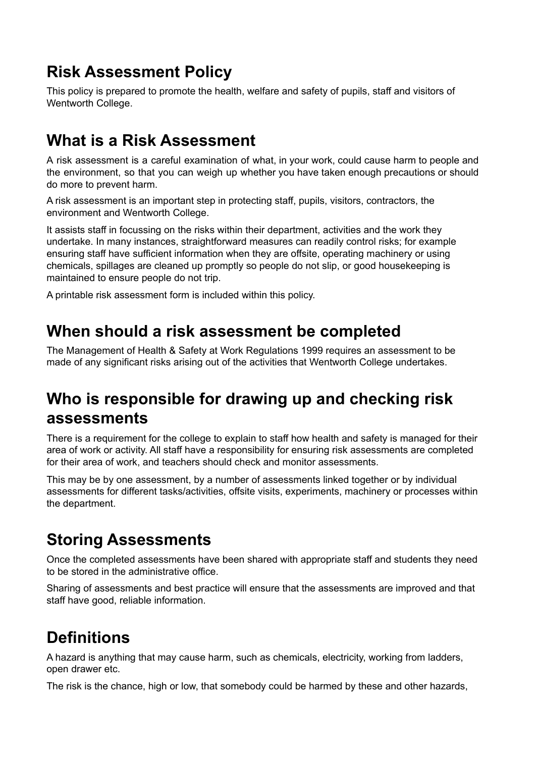# Risk Assessment Policy

This policy is prepared to promote the health, welfare and safety of pupils, staff and visitors of Wentworth College.

# What is a Risk Assessment

A risk assessment is a careful examination of what, in your work, could cause harm to people and the environment, so that you can weigh up whether you have taken enough precautions or should do more to prevent harm.

A risk assessment is an important step in protecting staff, pupils, visitors, contractors, the environment and Wentworth College.

It assists staff in focussing on the risks within their department, activities and the work they undertake. In many instances, straightforward measures can readily control risks; for example ensuring staff have sufficient information when they are offsite, operating machinery or using chemicals, spillages are cleaned up promptly so people do not slip, or good housekeeping is maintained to ensure people do not trip.

A printable risk assessment form is included within this policy.

# When should a risk assessment be completed

The Management of Health & Safety at Work Regulations 1999 requires an assessment to be made of any significant risks arising out of the activities that Wentworth College undertakes.

# Who is responsible for drawing up and checking risk assessments

There is a requirement for the college to explain to staff how health and safety is managed for their area of work or activity. All staff have a responsibility for ensuring risk assessments are completed for their area of work, and teachers should check and monitor assessments.

This may be by one assessment, by a number of assessments linked together or by individual assessments for different tasks/activities, offsite visits, experiments, machinery or processes within the department.

# Storing Assessments

Once the completed assessments have been shared with appropriate staff and students they need to be stored in the administrative office.

Sharing of assessments and best practice will ensure that the assessments are improved and that staff have good, reliable information.

# Definitions

A hazard is anything that may cause harm, such as chemicals, electricity, working from ladders, open drawer etc.

The risk is the chance, high or low, that somebody could be harmed by these and other hazards,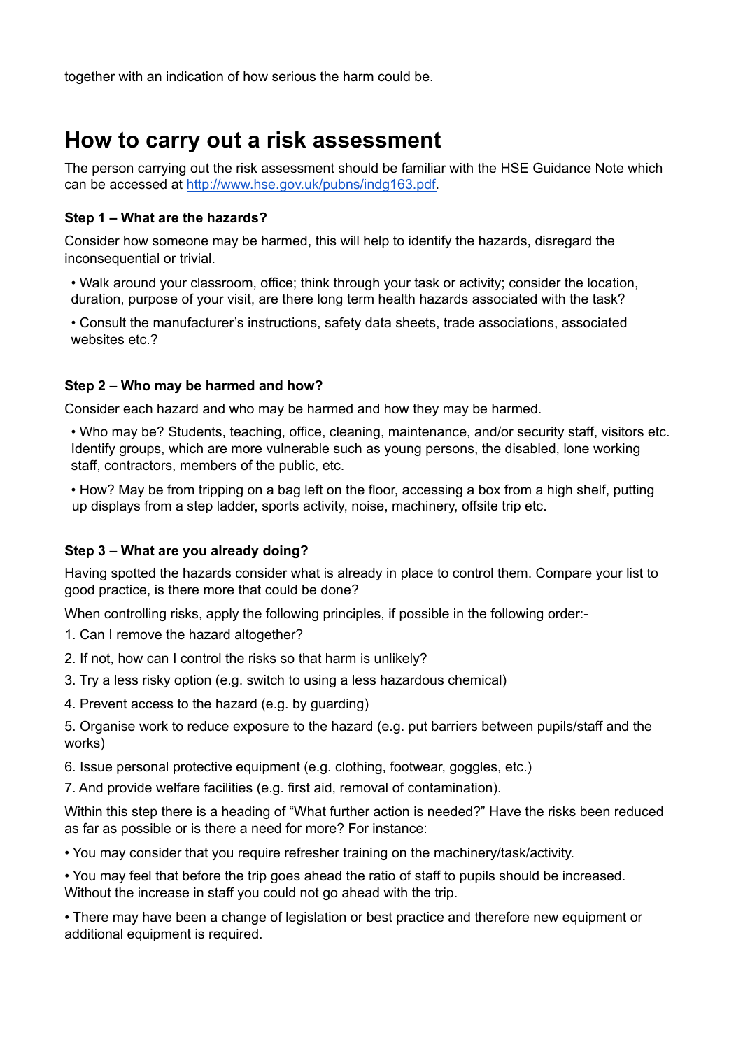together with an indication of how serious the harm could be.

## How to carry out a risk assessment

The person carrying out the risk assessment should be familiar with the HSE Guidance Note which can be accessed at [http://www.hse.gov.uk/pubns/indg163.pdf](http://www.hse.gov.uk/pubns/indg163.pdf).

**Step 1 – What are the hazards?**

Consider how someone may be harmed, this will help to identify the hazards, disregard the inconsequential or trivial.

- Walk around your classroom, office; think through your task or activity; consider the location, duration, purpose of your visit, are there long term health hazards associated with the task?
- Consult the manufacturer's instructions, safety data sheets, trade associations, associated websites etc.?

**Step 2 – Who may be harmed and how?**

Consider each hazard and who may be harmed and how they may be harmed.

- Who may be? Students, teaching, office, cleaning, maintenance, and/or security staff, visitors etc. Identify groups, which are more vulnerable such as young persons, the disabled, lone working staff, contractors, members of the public, etc.
- How? May be from tripping on a bag left on the floor, accessing a box from a high shelf, putting up displays from a step ladder, sports activity, noise, machinery, offsite trip etc.

**Step 3 – What are you already doing?**

Having spotted the hazards consider what is already in place to control them. Compare your list to good practice, is there more that could be done?

When controlling risks, apply the following principles, if possible in the following order:-

1. Can I remove the hazard altogether?
2. If not, how can I control the risks so that harm is unlikely?
3. Try a less risky option (e.g. switch to using a less hazardous chemical)
4. Prevent access to the hazard (e.g. by guarding)
5. Organise work to reduce exposure to the hazard (e.g. put barriers between pupils/staff and the works)
6. Issue personal protective equipment (e.g. clothing, footwear, goggles, etc.)
7. And provide welfare facilities (e.g. first aid, removal of contamination).

Within this step there is a heading of "What further action is needed?" Have the risks been reduced as far as possible or is there a need for more? For instance:

- You may consider that you require refresher training on the machinery/task/activity.
- You may feel that before the trip goes ahead the ratio of staff to pupils should be increased. Without the increase in staff you could not go ahead with the trip.
- There may have been a change of legislation or best practice and therefore new equipment or additional equipment is required.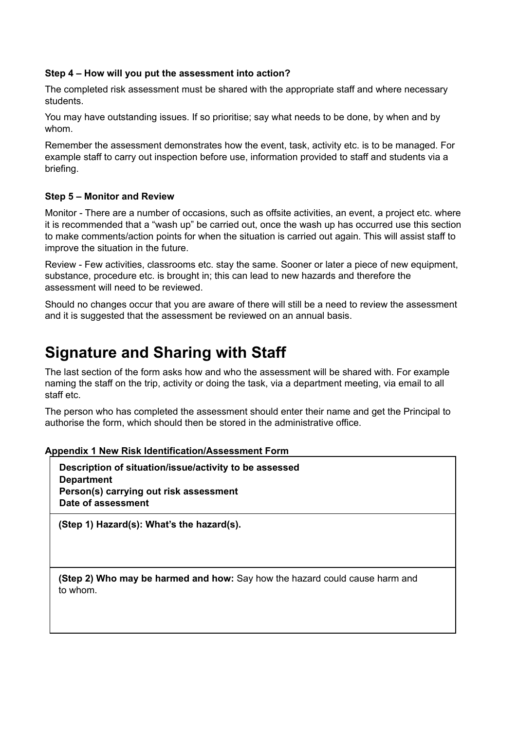#### Step 4 – How will you put the assessment into action?

The completed risk assessment must be shared with the appropriate staff and where necessary students.

You may have outstanding issues. If so prioritise; say what needs to be done, by when and by whom.

Remember the assessment demonstrates how the event, task, activity etc. is to be managed. For example staff to carry out inspection before use, information provided to staff and students via a briefing.

#### Step 5 – Monitor and Review

Monitor - There are a number of occasions, such as offsite activities, an event, a project etc. where it is recommended that a "wash up" be carried out, once the wash up has occurred use this section to make comments/action points for when the situation is carried out again. This will assist staff to improve the situation in the future.

Review - Few activities, classrooms etc. stay the same. Sooner or later a piece of new equipment, substance, procedure etc. is brought in; this can lead to new hazards and therefore the assessment will need to be reviewed.

Should no changes occur that you are aware of there will still be a need to review the assessment and it is suggested that the assessment be reviewed on an annual basis.

# Signature and Sharing with Staff

The last section of the form asks how and who the assessment will be shared with. For example naming the staff on the trip, activity or doing the task, via a department meeting, via email to all staff etc.

The person who has completed the assessment should enter their name and get the Principal to authorise the form, which should then be stored in the administrative office.

**Appendix 1 New Risk Identification/Assessment Form**

| **Description of situation/issue/activity to be assessed**<br>**Department**<br>**Person(s) carrying out risk assessment**<br>**Date of assessment** |
| --- |
| **(Step 1) Hazard(s): What's the hazard(s).** |
| **(Step 2) Who may be harmed and how:** Say how the hazard could cause harm and to whom. |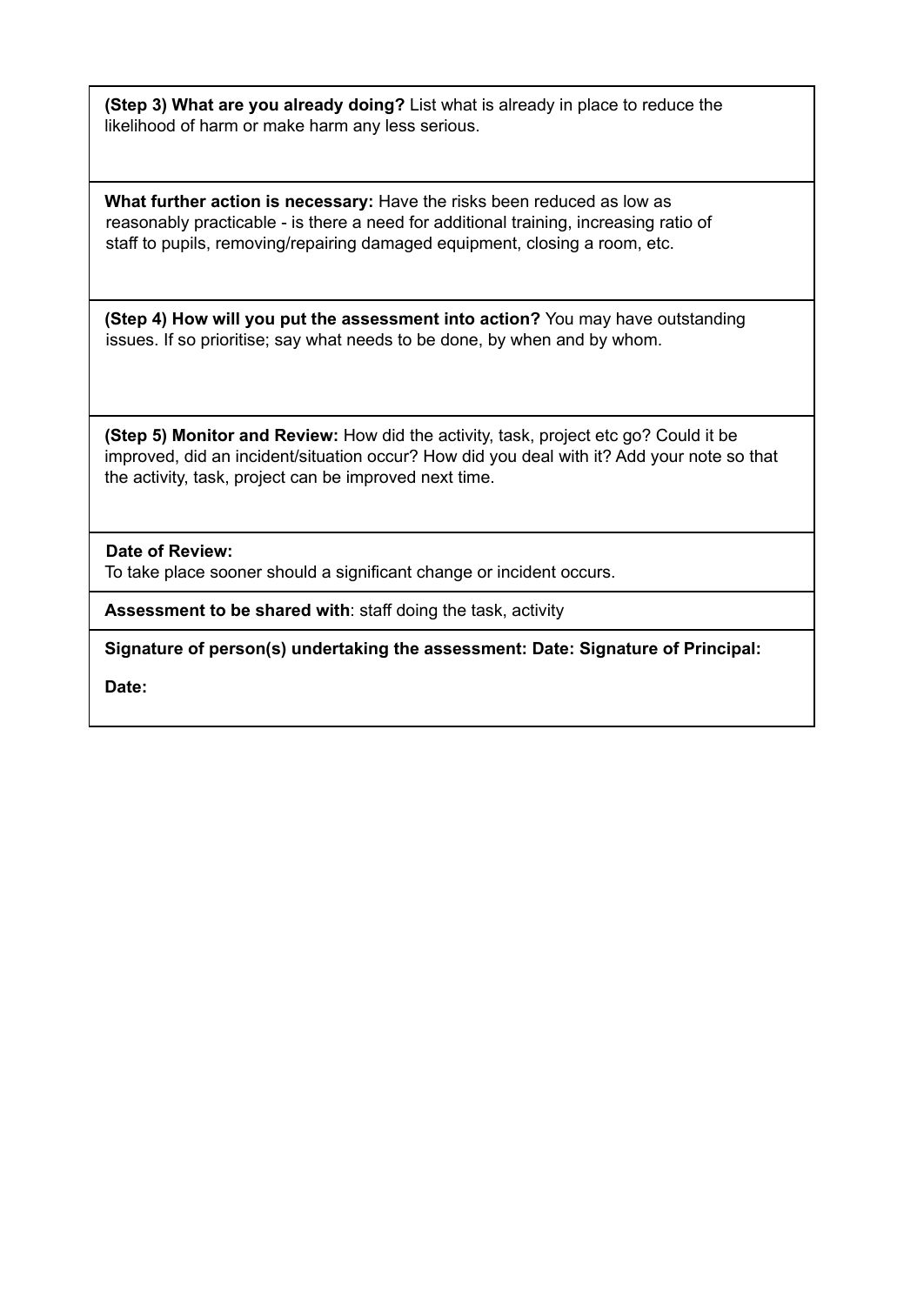**(Step 3) What are you already doing?** List what is already in place to reduce the likelihood of harm or make harm any less serious.

**What further action is necessary:** Have the risks been reduced as low as reasonably practicable - is there a need for additional training, increasing ratio of staff to pupils, removing/repairing damaged equipment, closing a room, etc.

**(Step 4) How will you put the assessment into action?** You may have outstanding issues. If so prioritise; say what needs to be done, by when and by whom.

**(Step 5) Monitor and Review:** How did the activity, task, project etc go? Could it be improved, did an incident/situation occur? How did you deal with it? Add your note so that the activity, task, project can be improved next time.

**Date of Review:**
To take place sooner should a significant change or incident occurs.

**Assessment to be shared with**: staff doing the task, activity

**Signature of person(s) undertaking the assessment: Date: Signature of Principal:**

**Date:**